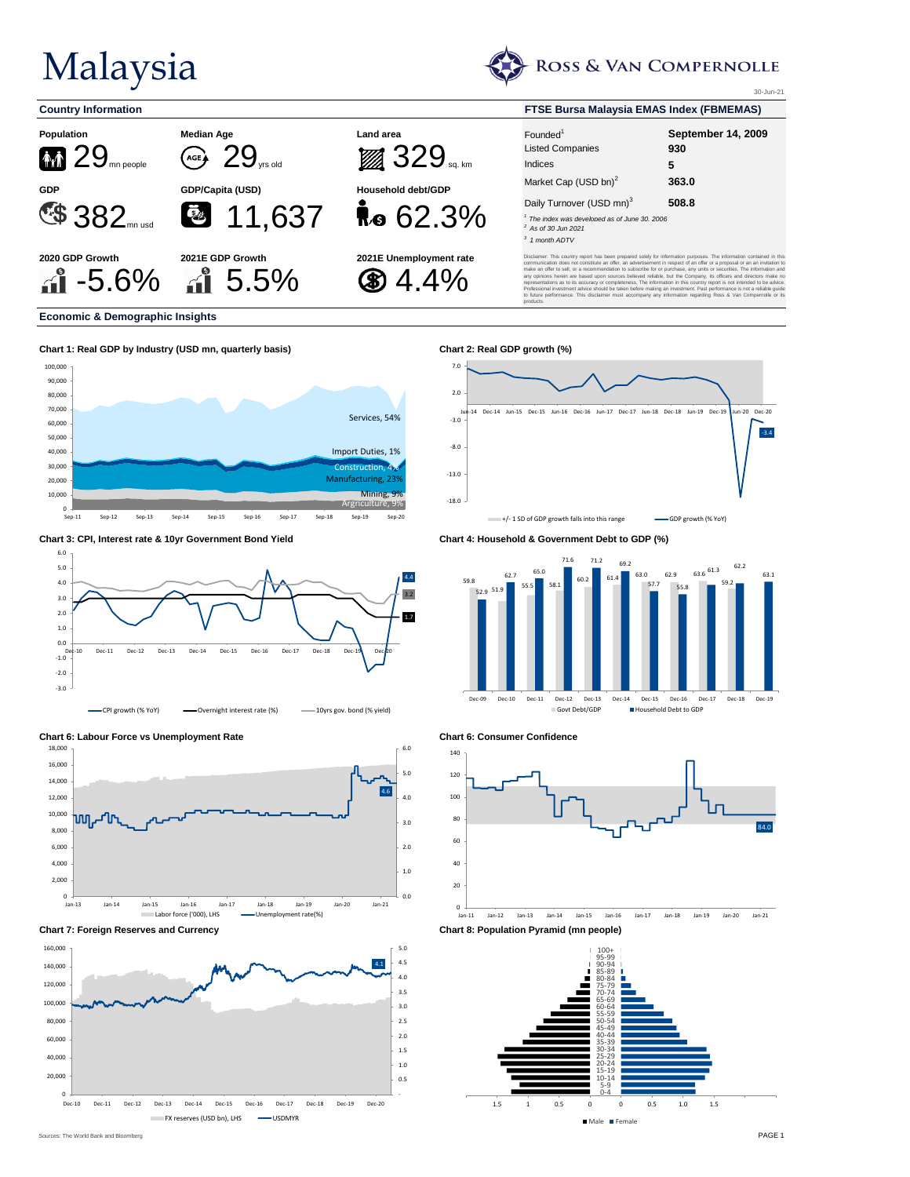# Malaysia

ROSS & VAN COMPERNOLLE

30-Jun-21

## Country Information

**Population**
29 mn people

**Median Age**
29 yrs old

**Land area**
329 sq. km

**GDP**
382 mn usd

**GDP/Capita (USD)**
11,637

**Household debt/GDP**
62.3%

**2020 GDP Growth**
-5.6%

**2021E GDP Growth**
5.5%

**2021E Unemployment rate**
4.4%

## FTSE Bursa Malaysia EMAS Index (FBMEMAS)

| | |
|---|---|
| Founded[1] | **September 14, 2009** |
| Listed Companies | **930** |
| Indices | **5** |
| Market Cap (USD bn)[2] | **363.0** |
| Daily Turnover (USD mn)[3] | **508.8** |

[1] The index was developed as of June 30, 2006
[2] As of 30 Jun 2021
[3] 1 month ADTV

Disclaimer: This country report has been prepared solely for information purposes. The information contained in this communication does not constitute an offer, an advertisement in respect of an offer or a proposal or an invitation to make an offer to sell, or a recommendation to subscribe for or purchase, any units or securities. The information and any opinions herein are based upon sources believed reliable, but the Company, its officers and directors make no representations as to its accuracy or completeness. The information in this communication is not intended to be advice. Professional investment advice should be taken before making an investment. Past performance is not a reliable guide to future performance. This disclaimer must accompany any information regarding Ross & Van Compernolle or its products.

## Economic & Demographic Insights

**Chart 1: Real GDP by Industry (USD mn, quarterly basis)**

Services, 54%; Import Duties, 1%; Construction, 4%; Manufacturing, 23%; Mining, 9%; Argriculture, 9%

**Chart 2: Real GDP growth (%)**

+/- 1 SD of GDP growth falls into this range; GDP growth (% YoY). Latest: -3.4

**Chart 3: CPI, Interest rate & 10yr Government Bond Yield**

CPI growth (% YoY): 4.4; Overnight interest rate (%): 1.7; 10yrs gov. bond (% yield): 3.2

**Chart 4: Household & Government Debt to GDP (%)**

| | Dec-09 | Dec-10 | Dec-11 | Dec-12 | Dec-13 | Dec-14 | Dec-15 | Dec-16 | Dec-17 | Dec-18 | Dec-19 |
|---|---|---|---|---|---|---|---|---|---|---|---|
| Govt Debt/GDP | 59.8 | 51.9 | 55.5 | 58.1 | 60.2 | 61.4 | 57.7 | 55.8 | 61.3 | 59.2 | |
| Household Debt to GDP | 52.9 | 62.7 | 65.0 | 71.6 | 71.2 | 69.2 | 63.0 | 62.9 | 63.6 | 62.2 | 63.1 |

**Chart 6: Labour Force vs Unemployment Rate**

Labor force ('000), LHS; Unemployment rate(%). Latest: 4.6

**Chart 6: Consumer Confidence**

Latest: 84.0

**Chart 7: Foreign Reserves and Currency**

FX reserves (USD bn), LHS; USDMYR. Latest: 4.1

**Chart 8: Population Pyramid (mn people)**

Male; Female

Sources: The World Bank and Bloomberg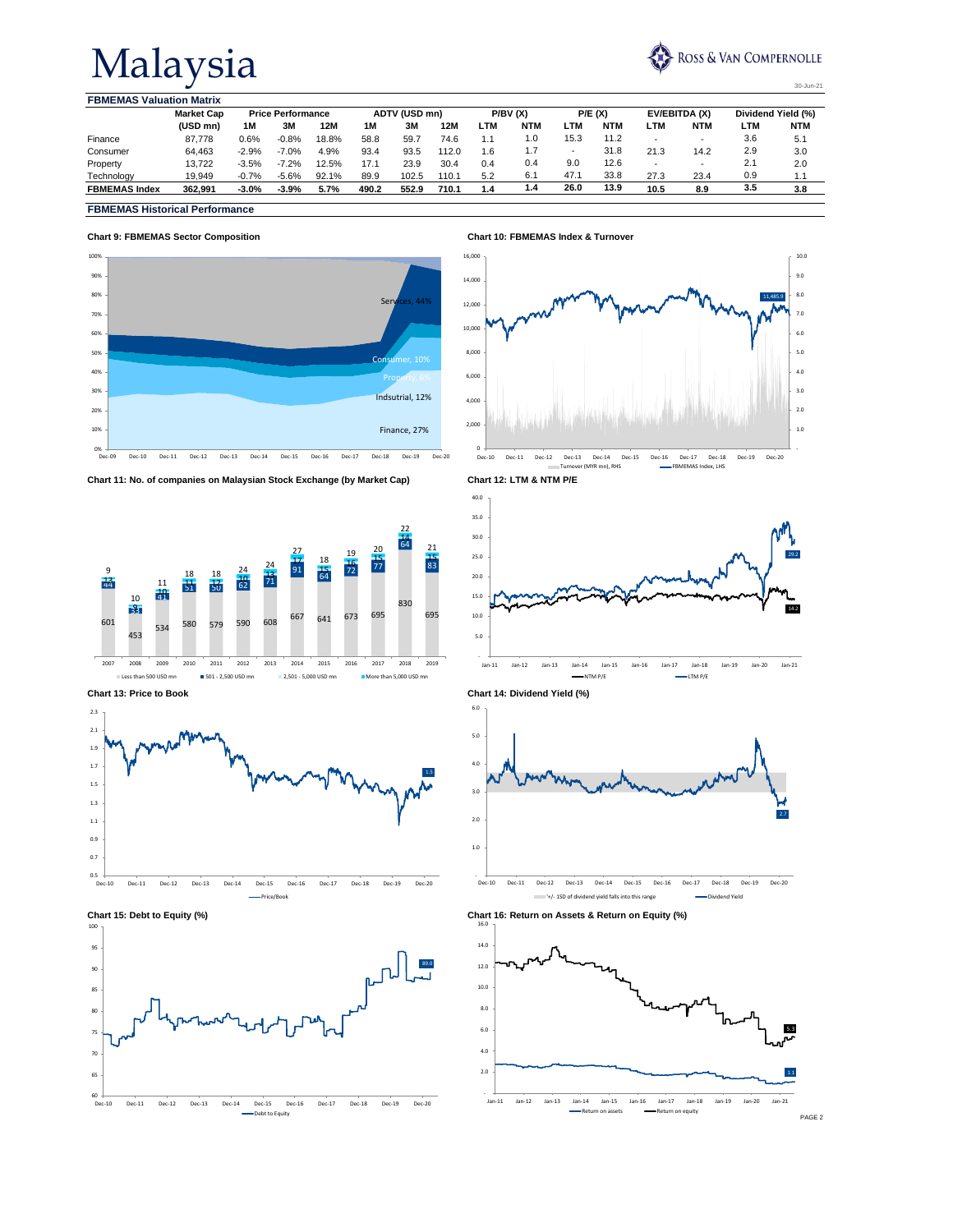# Malaysia

ROSS & VAN COMPERNOLLE

30-Jun-21

## FBMEMAS Valuation Matrix

| | Market Cap | Price Performance | | | ADTV (USD mn) | | | P/BV (X) | | P/E (X) | | EV/EBITDA (X) | | Dividend Yield (%) | |
|---|---|---|---|---|---|---|---|---|---|---|---|---|---|---|---|
| | (USD mn) | 1M | 3M | 12M | 1M | 3M | 12M | LTM | NTM | LTM | NTM | LTM | NTM | LTM | NTM |
| Finance | 87,778 | 0.6% | -0.8% | 18.8% | 58.8 | 59.7 | 74.6 | 1.1 | 1.0 | 15.3 | 11.2 | - | - | 3.6 | 5.1 |
| Consumer | 64,463 | -2.9% | -7.0% | 4.9% | 93.4 | 93.5 | 112.0 | 1.6 | 1.7 | - | 31.8 | 21.3 | 14.2 | 2.9 | 3.0 |
| Property | 13,722 | -3.5% | -7.2% | 12.5% | 17.1 | 23.9 | 30.4 | 0.4 | 0.4 | 9.0 | 12.6 | - | - | 2.1 | 2.0 |
| Technology | 19,949 | -0.7% | -5.6% | 92.1% | 89.9 | 102.5 | 110.1 | 5.2 | 6.1 | 47.1 | 33.8 | 27.3 | 23.4 | 0.9 | 1.1 |
| **FBMEMAS Index** | **362,991** | **-3.0%** | **-3.9%** | **5.7%** | **490.2** | **552.9** | **710.1** | **1.4** | **1.4** | **26.0** | **13.9** | **10.5** | **8.9** | **3.5** | **3.8** |

## FBMEMAS Historical Performance

**Chart 9: FBMEMAS Sector Composition**

Services, 44%
Consumer, 10%
Property, 6%
Indsutrial, 12%
Finance, 27%

**Chart 10: FBMEMAS Index & Turnover**

11,485.9
Turnover (MYR mn), RHS
FBMEMAS Index, LHS

**Chart 11: No. of companies on Malaysian Stock Exchange (by Market Cap)**

Less than 500 USD mn
501 - 2,500 USD mn
2,501 - 5,000 USD mn
More than 5,000 USD mn

**Chart 12: LTM & NTM P/E**

29.2
14.2
NTM P/E
LTM P/E

**Chart 13: Price to Book**

1.5
Price/Book

**Chart 14: Dividend Yield (%)**

2.7
+/- 1SD of dividend yield falls into this range
Dividend Yield

**Chart 15: Debt to Equity (%)**

89.0
Debt to Equity

**Chart 16: Return on Assets & Return on Equity (%)**

5.3
1.1
Return on assets
Return on equity